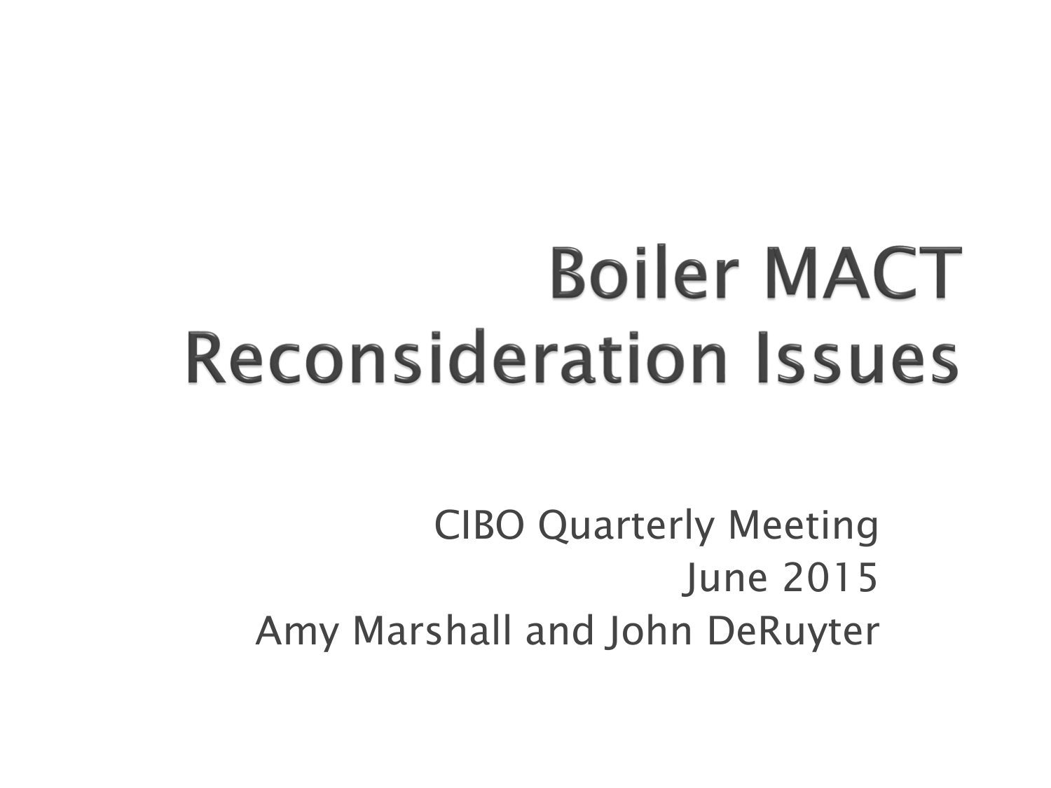# Boiler MACT Reconsideration Issues

CIBO Quarterly Meeting
June 2015
Amy Marshall and John DeRuyter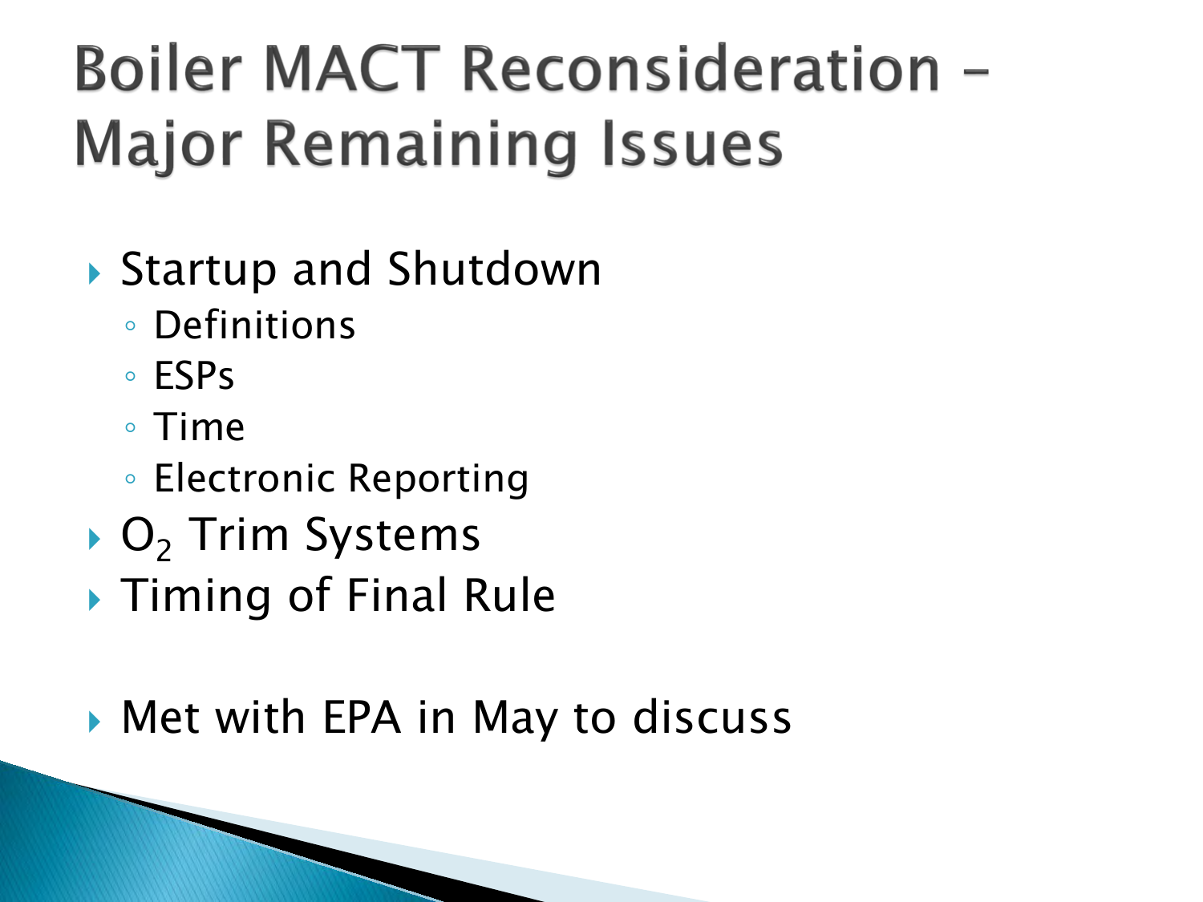# Boiler MACT Reconsideration – Major Remaining Issues

- Startup and Shutdown
  - Definitions
  - ESPs
  - Time
  - Electronic Reporting
- $O_2$ Trim Systems
- Timing of Final Rule

- Met with EPA in May to discuss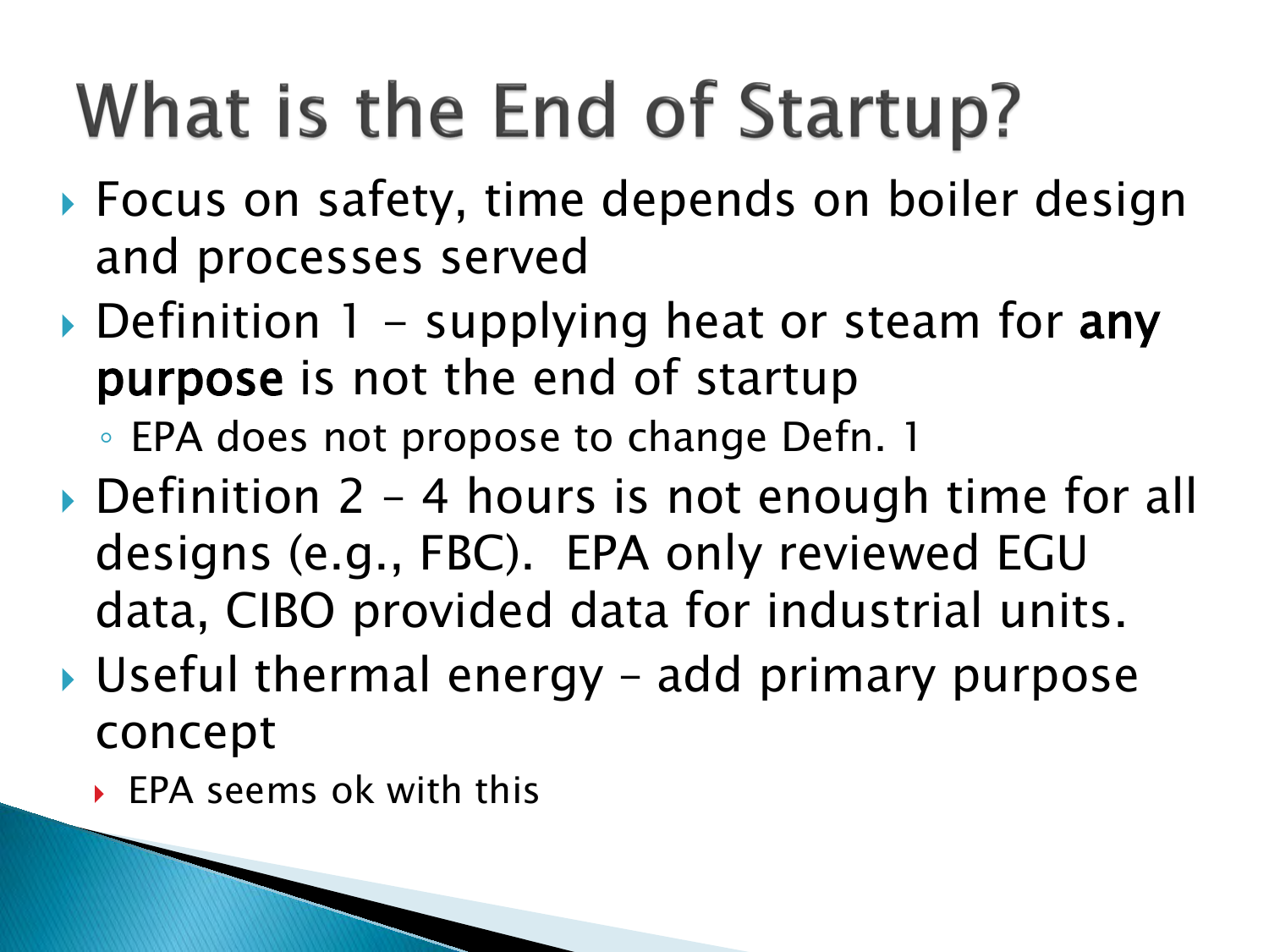# What is the End of Startup?

- Focus on safety, time depends on boiler design and processes served
- Definition 1 - supplying heat or steam for **any purpose** is not the end of startup
  - EPA does not propose to change Defn. 1
- Definition 2 – 4 hours is not enough time for all designs (e.g., FBC). EPA only reviewed EGU data, CIBO provided data for industrial units.
- Useful thermal energy – add primary purpose concept
  - EPA seems ok with this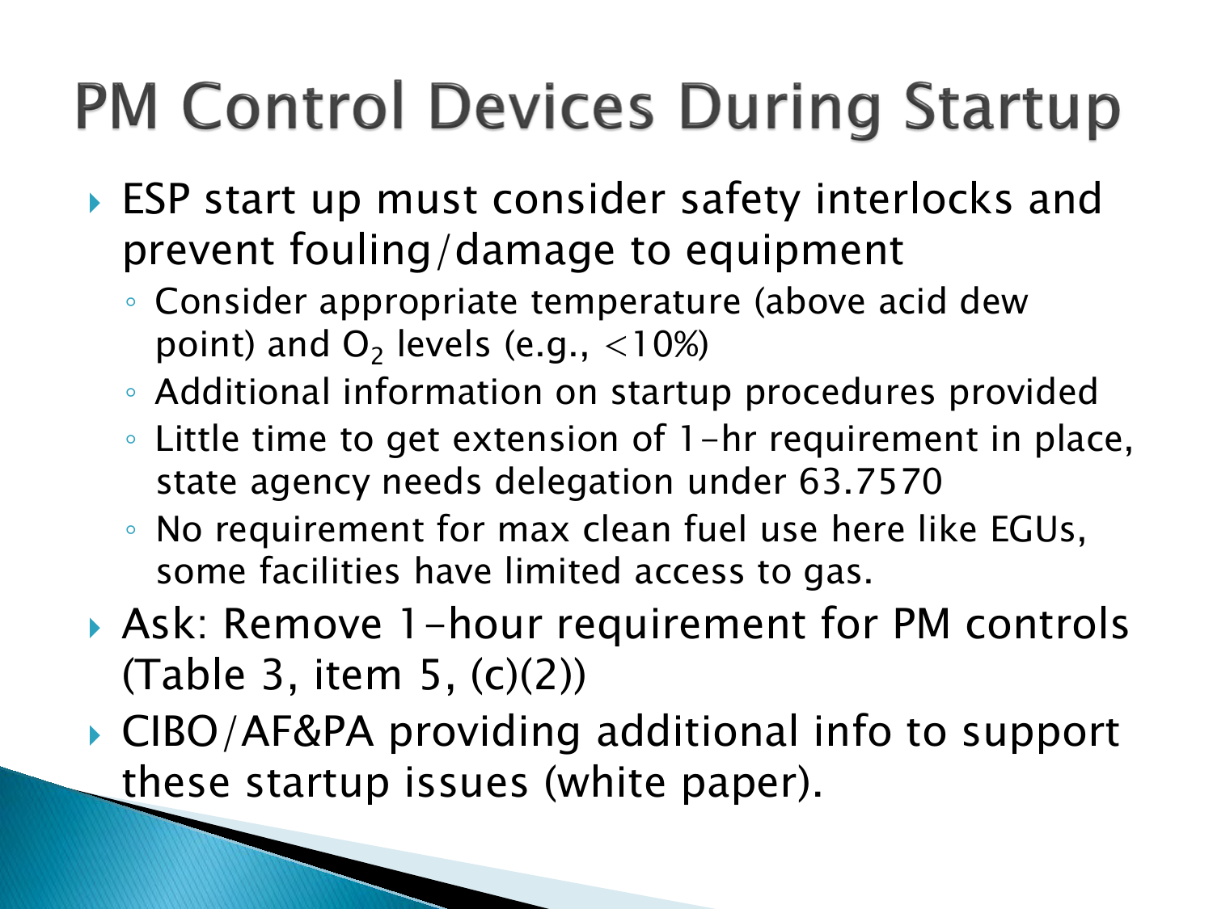# PM Control Devices During Startup

- ESP start up must consider safety interlocks and prevent fouling/damage to equipment
  - Consider appropriate temperature (above acid dew point) and $O_2$ levels (e.g., <10%)
  - Additional information on startup procedures provided
  - Little time to get extension of 1-hr requirement in place, state agency needs delegation under 63.7570
  - No requirement for max clean fuel use here like EGUs, some facilities have limited access to gas.
- Ask: Remove 1-hour requirement for PM controls (Table 3, item 5, (c)(2))
- CIBO/AF&PA providing additional info to support these startup issues (white paper).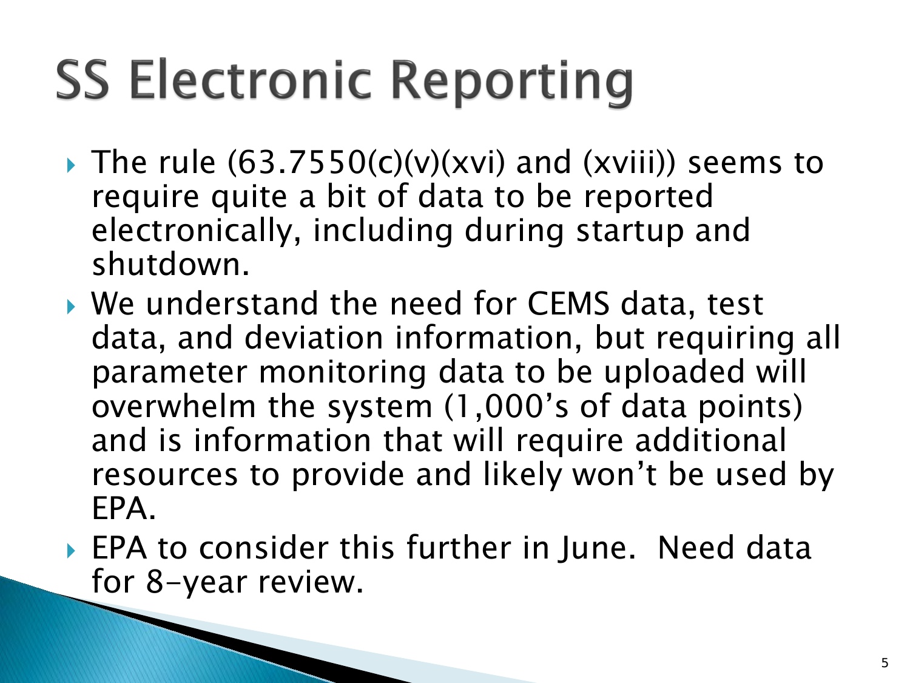# SS Electronic Reporting

- The rule (63.7550(c)(v)(xvi) and (xviii)) seems to require quite a bit of data to be reported electronically, including during startup and shutdown.
- We understand the need for CEMS data, test data, and deviation information, but requiring all parameter monitoring data to be uploaded will overwhelm the system (1,000's of data points) and is information that will require additional resources to provide and likely won't be used by EPA.
- EPA to consider this further in June. Need data for 8-year review.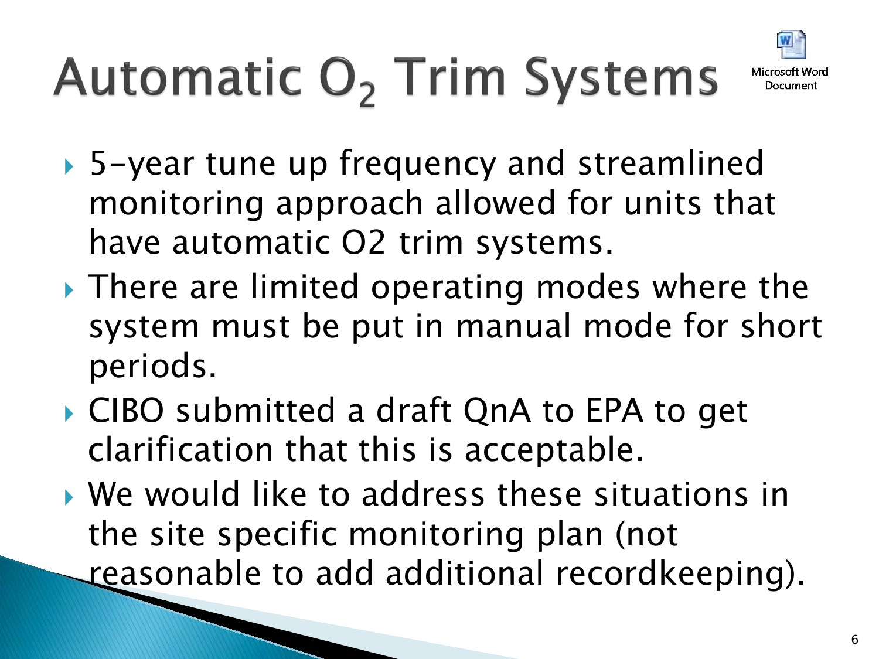# Automatic $O_2$ Trim Systems

Microsoft Word Document

- 5-year tune up frequency and streamlined monitoring approach allowed for units that have automatic O2 trim systems.
- There are limited operating modes where the system must be put in manual mode for short periods.
- CIBO submitted a draft QnA to EPA to get clarification that this is acceptable.
- We would like to address these situations in the site specific monitoring plan (not reasonable to add additional recordkeeping).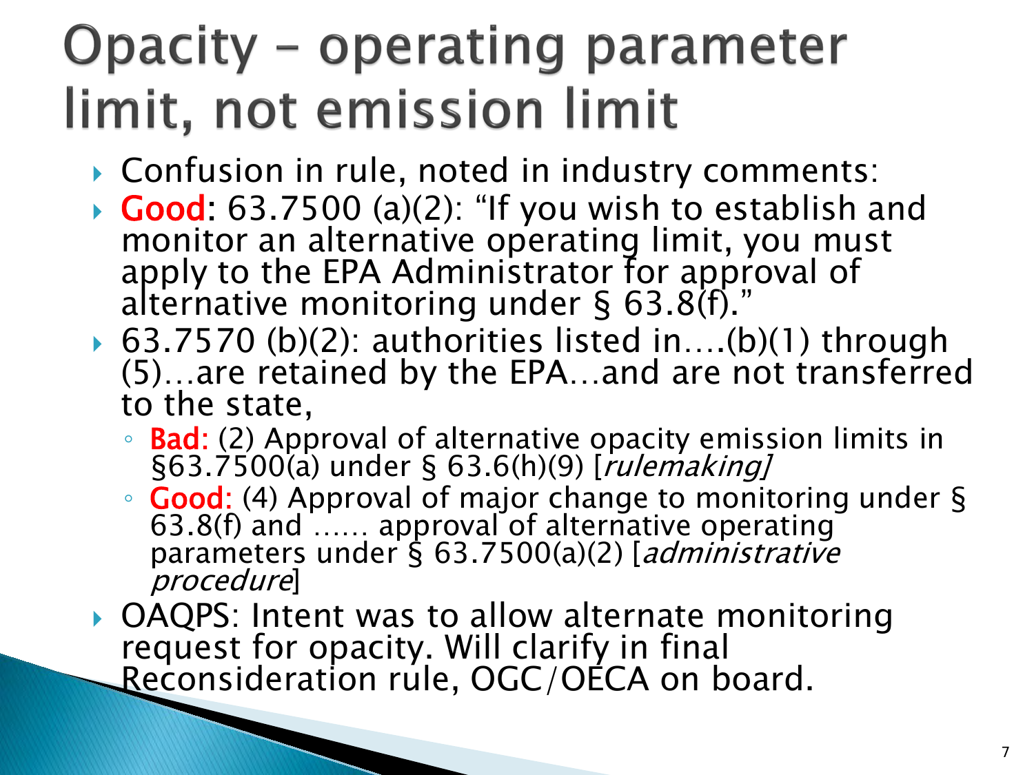# Opacity – operating parameter limit, not emission limit

- Confusion in rule, noted in industry comments:
- **Good**: 63.7500 (a)(2): "If you wish to establish and monitor an alternative operating limit, you must apply to the EPA Administrator for approval of alternative monitoring under § 63.8(f)."
- 63.7570 (b)(2): authorities listed in….(b)(1) through (5)…are retained by the EPA…and are not transferred to the state,
  - **Bad**: (2) Approval of alternative opacity emission limits in §63.7500(a) under § 63.6(h)(9) [*rulemaking]*
  - **Good**: (4) Approval of major change to monitoring under § 63.8(f) and …… approval of alternative operating parameters under § 63.7500(a)(2) [*administrative procedure*]
- OAQPS: Intent was to allow alternate monitoring request for opacity. Will clarify in final Reconsideration rule, OGC/OECA on board.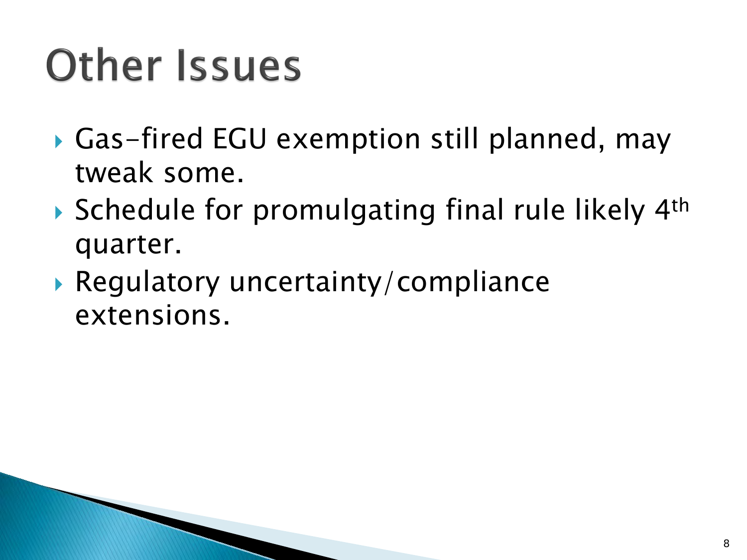# Other Issues

- Gas-fired EGU exemption still planned, may tweak some.
- Schedule for promulgating final rule likely 4th quarter.
- Regulatory uncertainty/compliance extensions.